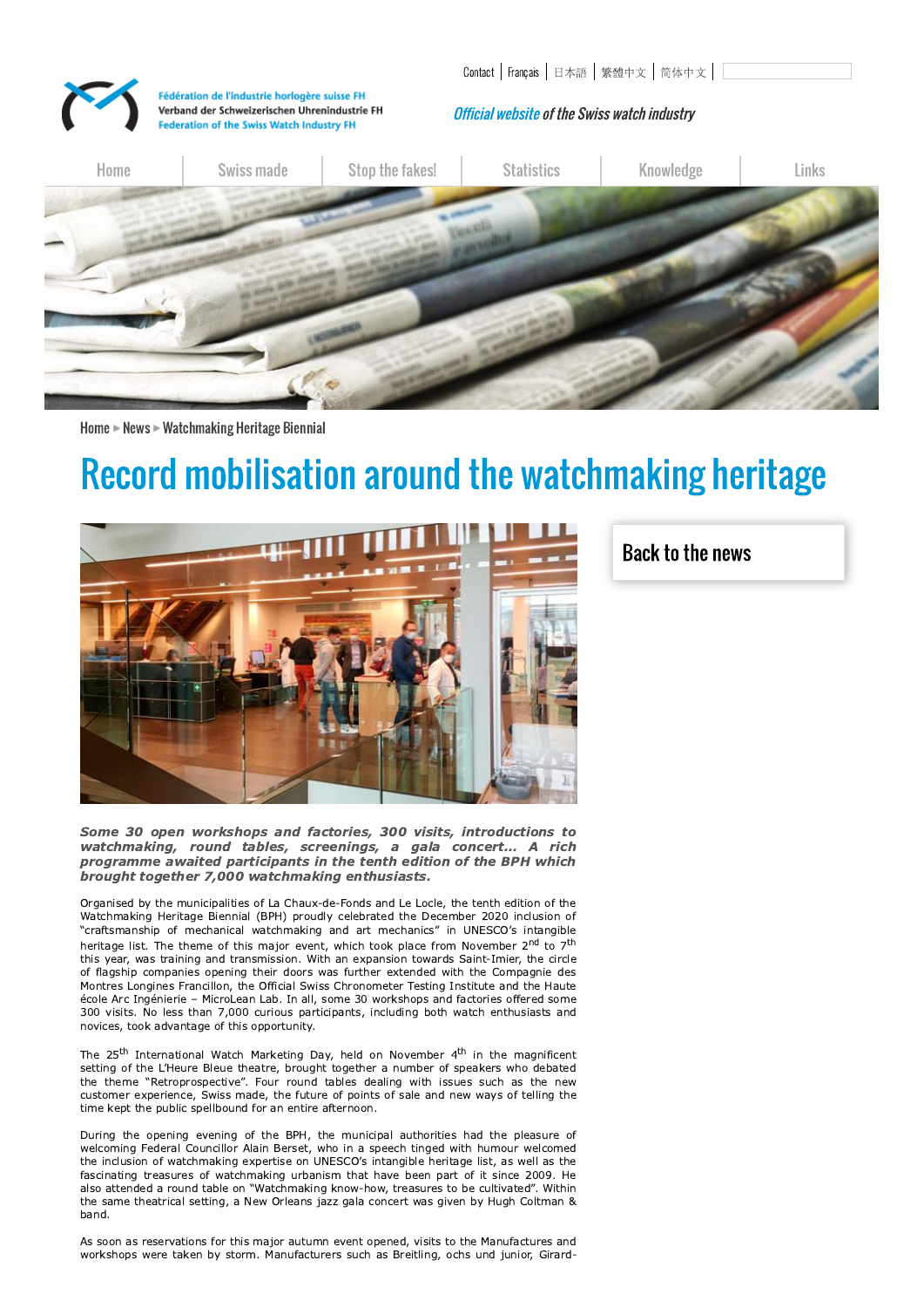Contact | Français | 日本語 | 繁體中文 | 简体中文

Fédération de l'industrie horlogère suisse FH
Verband der Schweizerischen Uhrenindustrie FH
Federation of the Swiss Watch Industry FH

*Official website of the Swiss watch industry*

Home | Swiss made | Stop the fakes! | Statistics | Knowledge | Links

Home ▸ News ▸ Watchmaking Heritage Biennial

# Record mobilisation around the watchmaking heritage

Back to the news

***Some 30 open workshops and factories, 300 visits, introductions to watchmaking, round tables, screenings, a gala concert… A rich programme awaited participants in the tenth edition of the BPH which brought together 7,000 watchmaking enthusiasts.***

Organised by the municipalities of La Chaux-de-Fonds and Le Locle, the tenth edition of the Watchmaking Heritage Biennial (BPH) proudly celebrated the December 2020 inclusion of "craftsmanship of mechanical watchmaking and art mechanics" in UNESCO's intangible heritage list. The theme of this major event, which took place from November 2nd to 7th this year, was training and transmission. With an expansion towards Saint-Imier, the circle of flagship companies opening their doors was further extended with the Compagnie des Montres Longines Francillon, the Official Swiss Chronometer Testing Institute and the Haute école Arc Ingénierie – MicroLean Lab. In all, some 30 workshops and factories offered some 300 visits. No less than 7,000 curious participants, including both watch enthusiasts and novices, took advantage of this opportunity.

The 25th International Watch Marketing Day, held on November 4th in the magnificent setting of the L'Heure Bleue theatre, brought together a number of speakers who debated the theme "Retroprospective". Four round tables dealing with issues such as the new customer experience, Swiss made, the future of points of sale and new ways of telling the time kept the public spellbound for an entire afternoon.

During the opening evening of the BPH, the municipal authorities had the pleasure of welcoming Federal Councillor Alain Berset, who in a speech tinged with humour welcomed the inclusion of watchmaking expertise on UNESCO's intangible heritage list, as well as the fascinating treasures of watchmaking urbanism that have been part of it since 2009. He also attended a round table on "Watchmaking know-how, treasures to be cultivated". Within the same theatrical setting, a New Orleans jazz gala concert was given by Hugh Coltman & band.

As soon as reservations for this major autumn event opened, visits to the Manufactures and workshops were taken by storm. Manufacturers such as Breitling, ochs und junior, Girard-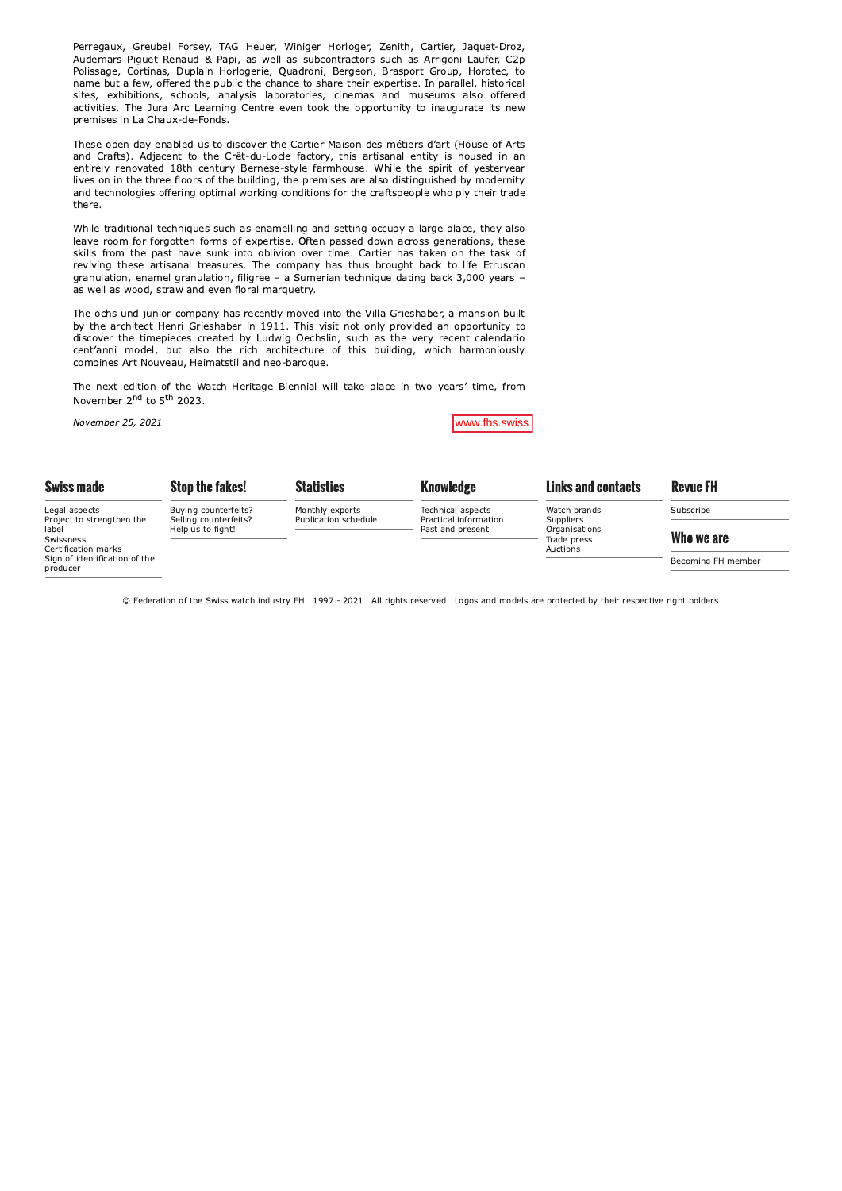Perregaux, Greubel Forsey, TAG Heuer, Winiger Horloger, Zenith, Cartier, Jaquet-Droz, Audemars Piguet Renaud & Papi, as well as subcontractors such as Arrigoni Laufer, C2p Polissage, Cortinas, Duplain Horlogerie, Quadroni, Bergeon, Brasport Group, Horotec, to name but a few, offered the public the chance to share their expertise. In parallel, historical sites, exhibitions, schools, analysis laboratories, cinemas and museums also offered activities. The Jura Arc Learning Centre even took the opportunity to inaugurate its new premises in La Chaux-de-Fonds.

These open day enabled us to discover the Cartier Maison des métiers d'art (House of Arts and Crafts). Adjacent to the Crêt-du-Locle factory, this artisanal entity is housed in an entirely renovated 18th century Bernese-style farmhouse. While the spirit of yesteryear lives on in the three floors of the building, the premises are also distinguished by modernity and technologies offering optimal working conditions for the craftspeople who ply their trade there.

While traditional techniques such as enamelling and setting occupy a large place, they also leave room for forgotten forms of expertise. Often passed down across generations, these skills from the past have sunk into oblivion over time. Cartier has taken on the task of reviving these artisanal treasures. The company has thus brought back to life Etruscan granulation, enamel granulation, filigree – a Sumerian technique dating back 3,000 years – as well as wood, straw and even floral marquetry.

The ochs und junior company has recently moved into the Villa Grieshaber, a mansion built by the architect Henri Grieshaber in 1911. This visit not only provided an opportunity to discover the timepieces created by Ludwig Oechslin, such as the very recent calendario cent'anni model, but also the rich architecture of this building, which harmoniously combines Art Nouveau, Heimatstil and neo-baroque.

The next edition of the Watch Heritage Biennial will take place in two years' time, from November 2nd to 5th 2023.

*November 25, 2021*

www.fhs.swiss

**Swiss made**
- Legal aspects
- Project to strengthen the label
- Swissness
- Certification marks
- Sign of identification of the producer

**Stop the fakes!**
- Buying counterfeits?
- Selling counterfeits?
- Help us to fight!

**Statistics**
- Monthly exports
- Publication schedule

**Knowledge**
- Technical aspects
- Practical information
- Past and present

**Links and contacts**
- Watch brands
- Suppliers
- Organisations
- Trade press
- Auctions

**Revue FH**
- Subscribe

**Who we are**
- Becoming FH member

© Federation of the Swiss watch industry FH 1997 - 2021 All rights reserved Logos and models are protected by their respective right holders